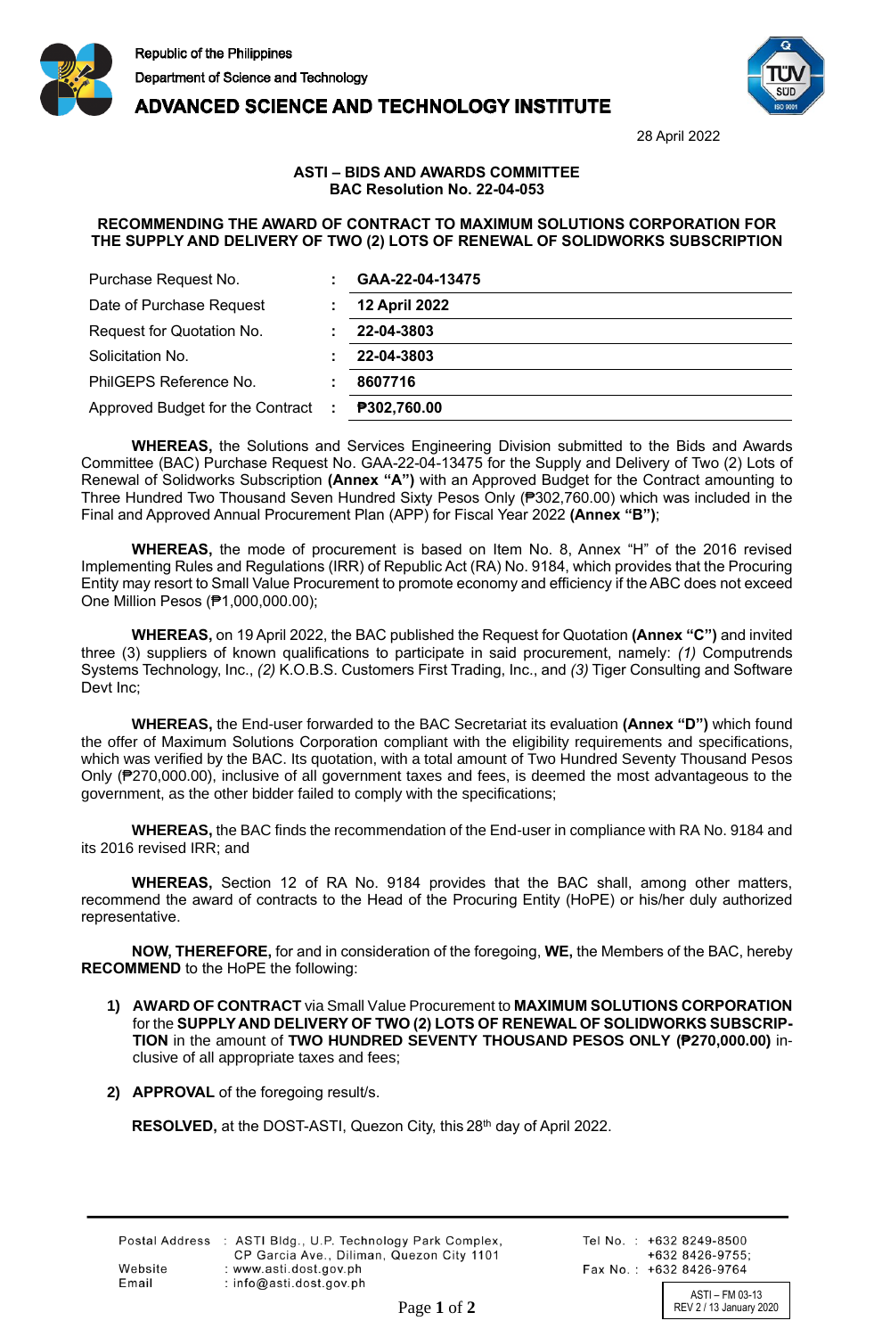Republic of the Philippines
Department of Science and Technology

# ADVANCED SCIENCE AND TECHNOLOGY INSTITUTE

28 April 2022

**ASTI – BIDS AND AWARDS COMMITTEE**
**BAC Resolution No. 22-04-053**

**RECOMMENDING THE AWARD OF CONTRACT TO MAXIMUM SOLUTIONS CORPORATION FOR THE SUPPLY AND DELIVERY OF TWO (2) LOTS OF RENEWAL OF SOLIDWORKS SUBSCRIPTION**

| | | |
|---|---|---|
| Purchase Request No. | : | **GAA-22-04-13475** |
| Date of Purchase Request | : | **12 April 2022** |
| Request for Quotation No. | : | **22-04-3803** |
| Solicitation No. | : | **22-04-3803** |
| PhilGEPS Reference No. | : | **8607716** |
| Approved Budget for the Contract | : | **₱302,760.00** |

**WHEREAS,** the Solutions and Services Engineering Division submitted to the Bids and Awards Committee (BAC) Purchase Request No. GAA-22-04-13475 for the Supply and Delivery of Two (2) Lots of Renewal of Solidworks Subscription **(Annex "A")** with an Approved Budget for the Contract amounting to Three Hundred Two Thousand Seven Hundred Sixty Pesos Only (₱302,760.00) which was included in the Final and Approved Annual Procurement Plan (APP) for Fiscal Year 2022 **(Annex "B")**;

**WHEREAS,** the mode of procurement is based on Item No. 8, Annex "H" of the 2016 revised Implementing Rules and Regulations (IRR) of Republic Act (RA) No. 9184, which provides that the Procuring Entity may resort to Small Value Procurement to promote economy and efficiency if the ABC does not exceed One Million Pesos (₱1,000,000.00);

**WHEREAS,** on 19 April 2022, the BAC published the Request for Quotation **(Annex "C")** and invited three (3) suppliers of known qualifications to participate in said procurement, namely: *(1)* Computrends Systems Technology, Inc., *(2)* K.O.B.S. Customers First Trading, Inc., and *(3)* Tiger Consulting and Software Devt Inc;

**WHEREAS,** the End-user forwarded to the BAC Secretariat its evaluation **(Annex "D")** which found the offer of Maximum Solutions Corporation compliant with the eligibility requirements and specifications, which was verified by the BAC. Its quotation, with a total amount of Two Hundred Seventy Thousand Pesos Only (₱270,000.00), inclusive of all government taxes and fees, is deemed the most advantageous to the government, as the other bidder failed to comply with the specifications;

**WHEREAS,** the BAC finds the recommendation of the End-user in compliance with RA No. 9184 and its 2016 revised IRR; and

**WHEREAS,** Section 12 of RA No. 9184 provides that the BAC shall, among other matters, recommend the award of contracts to the Head of the Procuring Entity (HoPE) or his/her duly authorized representative.

**NOW, THEREFORE,** for and in consideration of the foregoing, **WE,** the Members of the BAC, hereby **RECOMMEND** to the HoPE the following:

1) **AWARD OF CONTRACT** via Small Value Procurement to **MAXIMUM SOLUTIONS CORPORATION** for the **SUPPLY AND DELIVERY OF TWO (2) LOTS OF RENEWAL OF SOLIDWORKS SUBSCRIPTION** in the amount of **TWO HUNDRED SEVENTY THOUSAND PESOS ONLY (₱270,000.00)** inclusive of all appropriate taxes and fees;

2) **APPROVAL** of the foregoing result/s.

**RESOLVED,** at the DOST-ASTI, Quezon City, this 28th day of April 2022.

Postal Address : ASTI Bldg., U.P. Technology Park Complex, CP Garcia Ave., Diliman, Quezon City 1101
Website : www.asti.dost.gov.ph
Email : info@asti.dost.gov.ph
Tel No. : +632 8249-8500, +632 8426-9755;
Fax No. : +632 8426-9764

ASTI – FM 03-13
REV 2 / 13 January 2020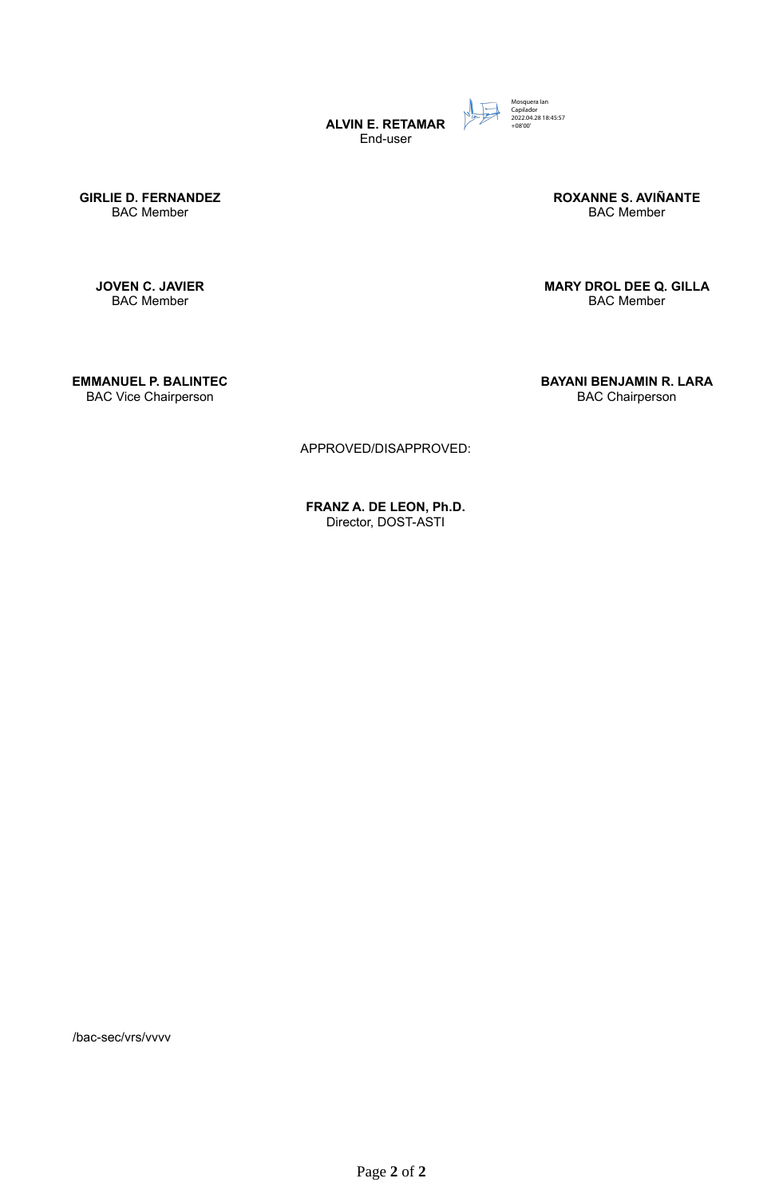**ALVIN E. RETAMAR**
End-user

Mosquera Ian Capilador
2022.04.28 18:45:57 +08'00'

**GIRLIE D. FERNANDEZ**
BAC Member

**ROXANNE S. AVIÑANTE**
BAC Member

**JOVEN C. JAVIER**
BAC Member

**MARY DROL DEE Q. GILLA**
BAC Member

**EMMANUEL P. BALINTEC**
BAC Vice Chairperson

**BAYANI BENJAMIN R. LARA**
BAC Chairperson

APPROVED/DISAPPROVED:

**FRANZ A. DE LEON, Ph.D.**
Director, DOST-ASTI

/bac-sec/vrs/vvvv